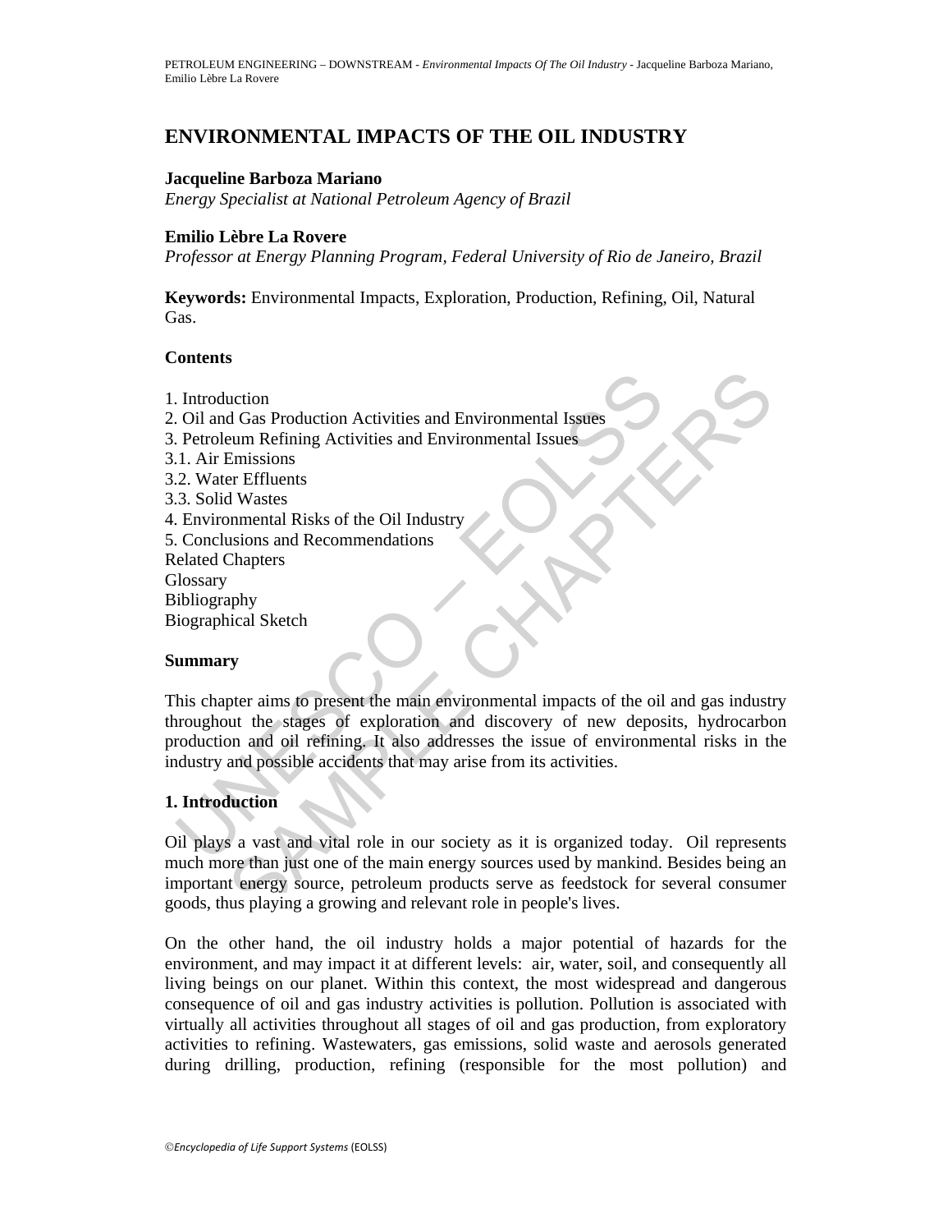# ENVIRONMENTAL IMPACTS OF THE OIL INDUSTRY

**Jacqueline Barboza Mariano**

*Energy Specialist at National Petroleum Agency of Brazil*

**Emilio Lèbre La Rovere**

*Professor at Energy Planning Program, Federal University of Rio de Janeiro, Brazil*

**Keywords:** Environmental Impacts, Exploration, Production, Refining, Oil, Natural Gas.

## Contents

1. Introduction
2. Oil and Gas Production Activities and Environmental Issues
3. Petroleum Refining Activities and Environmental Issues
3.1. Air Emissions
3.2. Water Effluents
3.3. Solid Wastes
4. Environmental Risks of the Oil Industry
5. Conclusions and Recommendations

Related Chapters
Glossary
Bibliography
Biographical Sketch

## Summary

This chapter aims to present the main environmental impacts of the oil and gas industry throughout the stages of exploration and discovery of new deposits, hydrocarbon production and oil refining. It also addresses the issue of environmental risks in the industry and possible accidents that may arise from its activities.

## 1. Introduction

Oil plays a vast and vital role in our society as it is organized today. Oil represents much more than just one of the main energy sources used by mankind. Besides being an important energy source, petroleum products serve as feedstock for several consumer goods, thus playing a growing and relevant role in people's lives.

On the other hand, the oil industry holds a major potential of hazards for the environment, and may impact it at different levels: air, water, soil, and consequently all living beings on our planet. Within this context, the most widespread and dangerous consequence of oil and gas industry activities is pollution. Pollution is associated with virtually all activities throughout all stages of oil and gas production, from exploratory activities to refining. Wastewaters, gas emissions, solid waste and aerosols generated during drilling, production, refining (responsible for the most pollution) and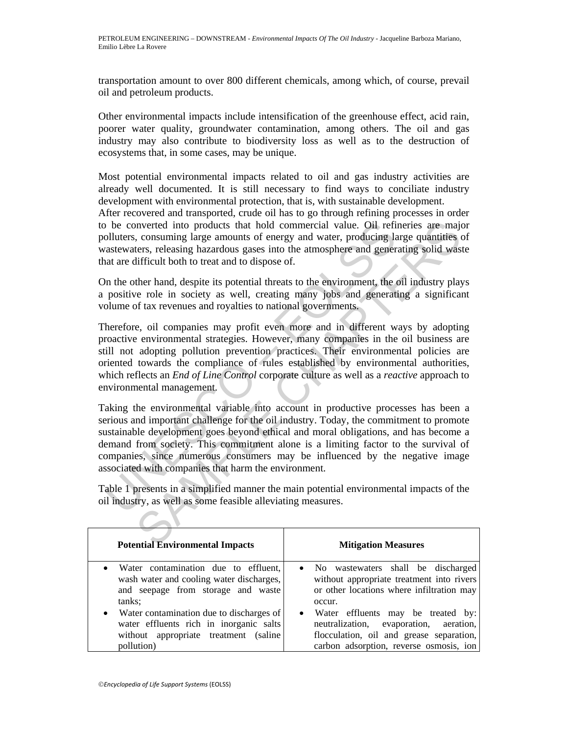transportation amount to over 800 different chemicals, among which, of course, prevail oil and petroleum products.

Other environmental impacts include intensification of the greenhouse effect, acid rain, poorer water quality, groundwater contamination, among others. The oil and gas industry may also contribute to biodiversity loss as well as to the destruction of ecosystems that, in some cases, may be unique.

Most potential environmental impacts related to oil and gas industry activities are already well documented. It is still necessary to find ways to conciliate industry development with environmental protection, that is, with sustainable development.
After recovered and transported, crude oil has to go through refining processes in order to be converted into products that hold commercial value. Oil refineries are major polluters, consuming large amounts of energy and water, producing large quantities of wastewaters, releasing hazardous gases into the atmosphere and generating solid waste that are difficult both to treat and to dispose of.

On the other hand, despite its potential threats to the environment, the oil industry plays a positive role in society as well, creating many jobs and generating a significant volume of tax revenues and royalties to national governments.

Therefore, oil companies may profit even more and in different ways by adopting proactive environmental strategies. However, many companies in the oil business are still not adopting pollution prevention practices. Their environmental policies are oriented towards the compliance of rules established by environmental authorities, which reflects an *End of Line Control* corporate culture as well as a *reactive* approach to environmental management.

Taking the environmental variable into account in productive processes has been a serious and important challenge for the oil industry. Today, the commitment to promote sustainable development goes beyond ethical and moral obligations, and has become a demand from society. This commitment alone is a limiting factor to the survival of companies, since numerous consumers may be influenced by the negative image associated with companies that harm the environment.

Table 1 presents in a simplified manner the main potential environmental impacts of the oil industry, as well as some feasible alleviating measures.

| **Potential Environmental Impacts** | **Mitigation Measures** |
|---|---|
| • Water contamination due to effluent, wash water and cooling water discharges, and seepage from storage and waste tanks;<br>• Water contamination due to discharges of water effluents rich in inorganic salts without appropriate treatment (saline pollution) | • No wastewaters shall be discharged without appropriate treatment into rivers or other locations where infiltration may occur.<br>• Water effluents may be treated by: neutralization, evaporation, aeration, flocculation, oil and grease separation, carbon adsorption, reverse osmosis, ion |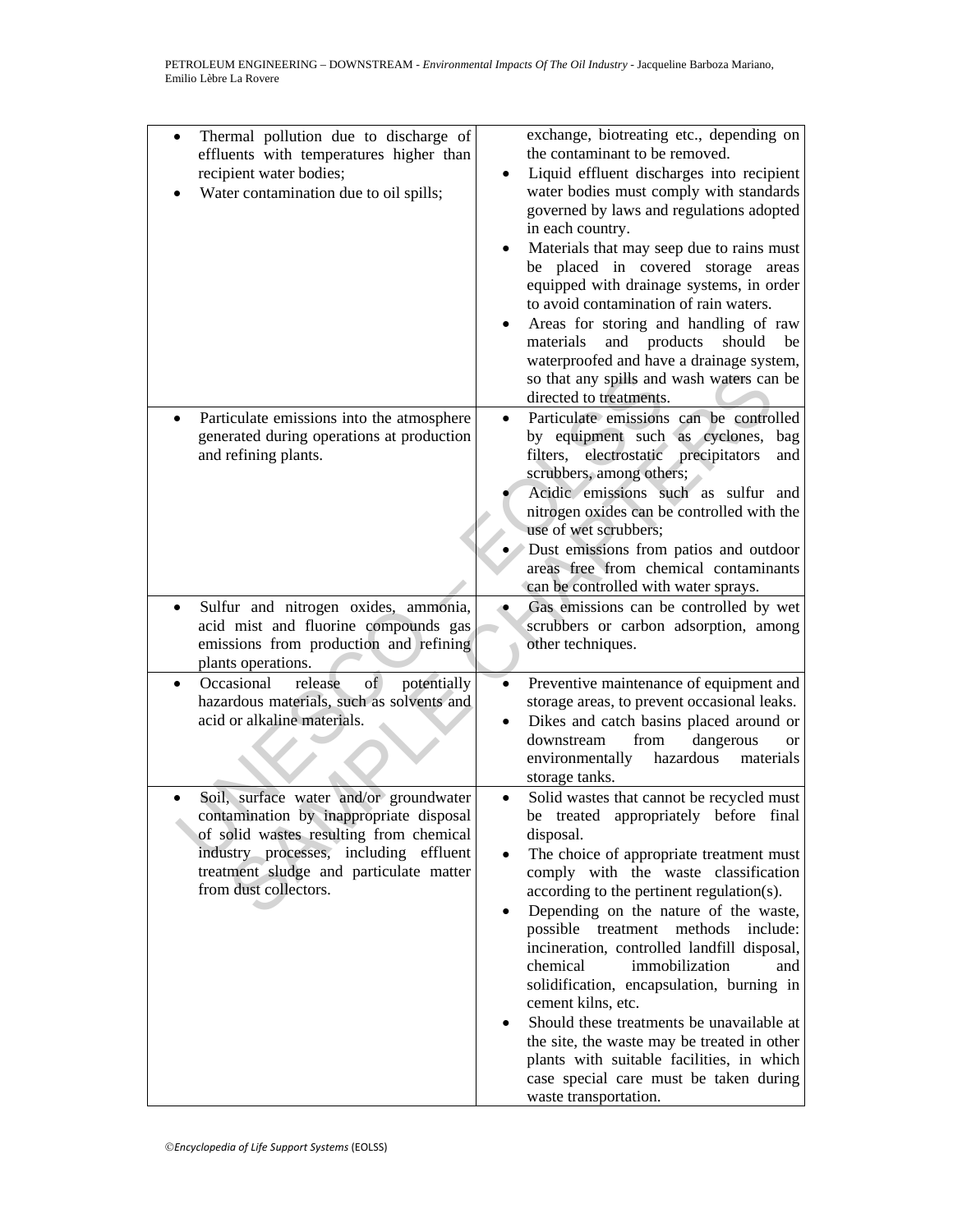| | |
|---|---|
| • Thermal pollution due to discharge of effluents with temperatures higher than recipient water bodies;<br>• Water contamination due to oil spills; | exchange, biotreating etc., depending on the contaminant to be removed.<br>• Liquid effluent discharges into recipient water bodies must comply with standards governed by laws and regulations adopted in each country.<br>• Materials that may seep due to rains must be placed in covered storage areas equipped with drainage systems, in order to avoid contamination of rain waters.<br>• Areas for storing and handling of raw materials and products should be waterproofed and have a drainage system, so that any spills and wash waters can be directed to treatments. |
| • Particulate emissions into the atmosphere generated during operations at production and refining plants. | • Particulate emissions can be controlled by equipment such as cyclones, bag filters, electrostatic precipitators and scrubbers, among others;<br>• Acidic emissions such as sulfur and nitrogen oxides can be controlled with the use of wet scrubbers;<br>• Dust emissions from patios and outdoor areas free from chemical contaminants can be controlled with water sprays. |
| • Sulfur and nitrogen oxides, ammonia, acid mist and fluorine compounds gas emissions from production and refining plants operations. | • Gas emissions can be controlled by wet scrubbers or carbon adsorption, among other techniques. |
| • Occasional release of potentially hazardous materials, such as solvents and acid or alkaline materials. | • Preventive maintenance of equipment and storage areas, to prevent occasional leaks.<br>• Dikes and catch basins placed around or downstream from dangerous or environmentally hazardous materials storage tanks. |
| • Soil, surface water and/or groundwater contamination by inappropriate disposal of solid wastes resulting from chemical industry processes, including effluent treatment sludge and particulate matter from dust collectors. | • Solid wastes that cannot be recycled must be treated appropriately before final disposal.<br>• The choice of appropriate treatment must comply with the waste classification according to the pertinent regulation(s).<br>• Depending on the nature of the waste, possible treatment methods include: incineration, controlled landfill disposal, chemical immobilization and solidification, encapsulation, burning in cement kilns, etc.<br>• Should these treatments be unavailable at the site, the waste may be treated in other plants with suitable facilities, in which case special care must be taken during waste transportation. |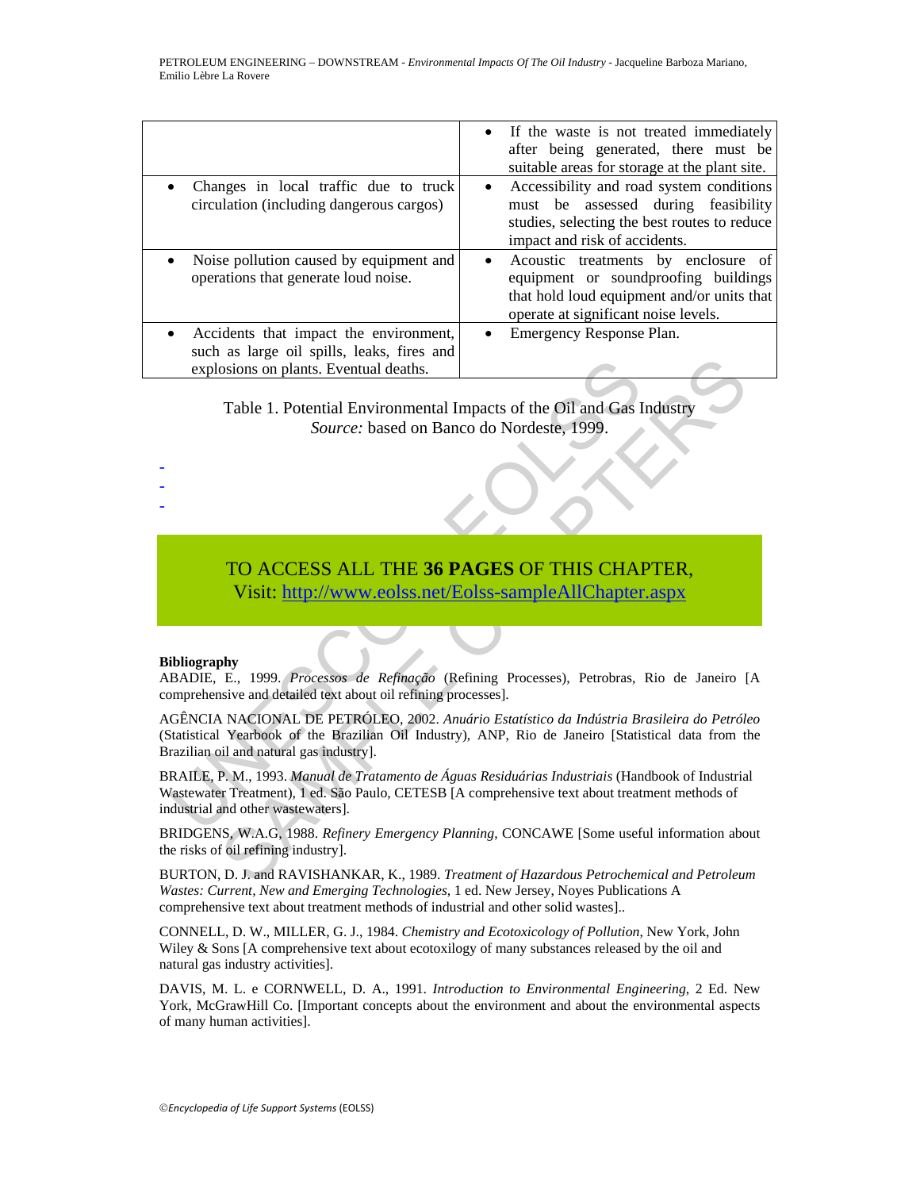| | |
|---|---|
| | • If the waste is not treated immediately after being generated, there must be suitable areas for storage at the plant site. |
| • Changes in local traffic due to truck circulation (including dangerous cargos) | • Accessibility and road system conditions must be assessed during feasibility studies, selecting the best routes to reduce impact and risk of accidents. |
| • Noise pollution caused by equipment and operations that generate loud noise. | • Acoustic treatments by enclosure of equipment or soundproofing buildings that hold loud equipment and/or units that operate at significant noise levels. |
| • Accidents that impact the environment, such as large oil spills, leaks, fires and explosions on plants. Eventual deaths. | • Emergency Response Plan. |

Table 1. Potential Environmental Impacts of the Oil and Gas Industry
*Source:* based on Banco do Nordeste, 1999.

-
-
-

TO ACCESS ALL THE **36 PAGES** OF THIS CHAPTER,
Visit: http://www.eolss.net/Eolss-sampleAllChapter.aspx

**Bibliography**

ABADIE, E., 1999. *Processos de Refinação* (Refining Processes), Petrobras, Rio de Janeiro [A comprehensive and detailed text about oil refining processes].

AGÊNCIA NACIONAL DE PETRÓLEO, 2002. *Anuário Estatístico da Indústria Brasileira do Petróleo* (Statistical Yearbook of the Brazilian Oil Industry), ANP, Rio de Janeiro [Statistical data from the Brazilian oil and natural gas industry].

BRAILE, P. M., 1993. *Manual de Tratamento de Águas Residuárias Industriais* (Handbook of Industrial Wastewater Treatment), 1 ed. São Paulo, CETESB [A comprehensive text about treatment methods of industrial and other wastewaters].

BRIDGENS, W.A.G, 1988. *Refinery Emergency Planning*, CONCAWE [Some useful information about the risks of oil refining industry].

BURTON, D. J. and RAVISHANKAR, K., 1989. *Treatment of Hazardous Petrochemical and Petroleum Wastes: Current, New and Emerging Technologies*, 1 ed. New Jersey, Noyes Publications A comprehensive text about treatment methods of industrial and other solid wastes]..

CONNELL, D. W., MILLER, G. J., 1984. *Chemistry and Ecotoxicology of Pollution*, New York, John Wiley & Sons [A comprehensive text about ecotoxilogy of many substances released by the oil and natural gas industry activities].

DAVIS, M. L. e CORNWELL, D. A., 1991. *Introduction to Environmental Engineering*, 2 Ed. New York, McGrawHill Co. [Important concepts about the environment and about the environmental aspects of many human activities].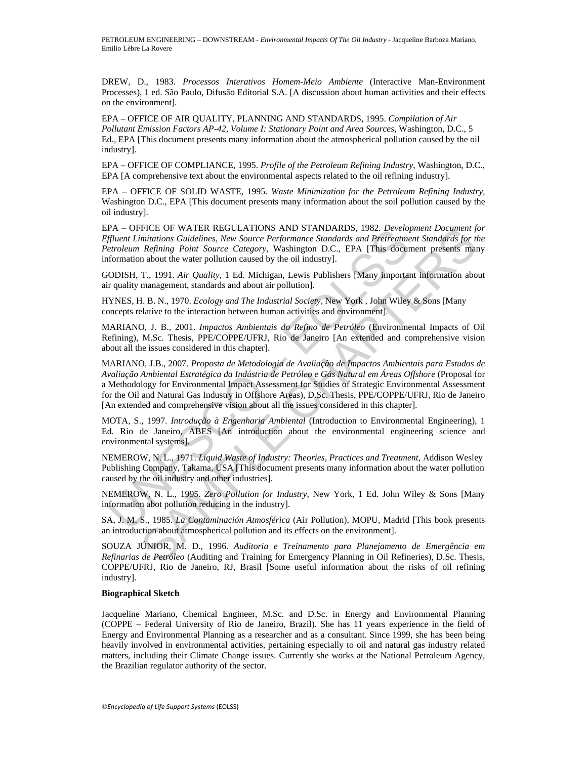DREW, D., 1983. *Processos Interativos Homem-Meio Ambiente* (Interactive Man-Environment Processes), 1 ed. São Paulo, Difusão Editorial S.A. [A discussion about human activities and their effects on the environment].

EPA – OFFICE OF AIR QUALITY, PLANNING AND STANDARDS, 1995. *Compilation of Air Pollutant Emission Factors AP-42, Volume I: Stationary Point and Area Sources*, Washington, D.C., 5 Ed., EPA [This document presents many information about the atmospherical pollution caused by the oil industry].

EPA – OFFICE OF COMPLIANCE, 1995. *Profile of the Petroleum Refining Industry*, Washington, D.C., EPA [A comprehensive text about the environmental aspects related to the oil refining industry].

EPA – OFFICE OF SOLID WASTE, 1995. *Waste Minimization for the Petroleum Refining Industry*, Washington D.C., EPA [This document presents many information about the soil pollution caused by the oil industry].

EPA – OFFICE OF WATER REGULATIONS AND STANDARDS, 1982. *Development Document for Effluent Limitations Guidelines, New Source Performance Standards and Pretreatment Standards for the Petroleum Refining Point Source Category*, Washington D.C., EPA [This document presents many information about the water pollution caused by the oil industry].

GODISH, T., 1991. *Air Quality*, 1 Ed. Michigan, Lewis Publishers [Many important information about air quality management, standards and about air pollution].

HYNES, H. B. N., 1970. *Ecology and The Industrial Society*, New York , John Wiley & Sons [Many concepts relative to the interaction between human activities and environment].

MARIANO, J. B., 2001. *Impactos Ambientais do Refino de Petróleo* (Environmental Impacts of Oil Refining), M.Sc. Thesis, PPE/COPPE/UFRJ, Rio de Janeiro [An extended and comprehensive vision about all the issues considered in this chapter].

MARIANO, J.B., 2007. *Proposta de Metodologia de Avaliação de Impactos Ambientais para Estudos de Avaliação Ambiental Estratégica da Indústria de Petróleo e Gás Natural em Áreas Offshore* (Proposal for a Methodology for Environmental Impact Assessment for Studies of Strategic Environmental Assessment for the Oil and Natural Gas Industry in Offshore Areas), D.Sc. Thesis, PPE/COPPE/UFRJ, Rio de Janeiro [An extended and comprehensive vision about all the issues considered in this chapter].

MOTA, S., 1997. *Introdução à Engenharia Ambiental* (Introduction to Environmental Engineering), 1 Ed. Rio de Janeiro, ABES [An introduction about the environmental engineering science and environmental systems].

NEMEROW, N. L., 1971. *Liquid Waste of Industry: Theories, Practices and Treatment*, Addison Wesley Publishing Company, Takama, USA [This document presents many information about the water pollution caused by the oil industry and other industries].

NEMEROW, N. L., 1995. *Zero Pollution for Industry*, New York, 1 Ed. John Wiley & Sons [Many information abot pollution reducing in the industry].

SA, J. M. S., 1985. *La Contaminación Atmosférica* (Air Pollution), MOPU, Madrid [This book presents an introduction about atmospherical pollution and its effects on the environment].

SOUZA JÚNIOR, M. D., 1996. *Auditoria e Treinamento para Planejamento de Emergência em Refinarias de Petróleo* (Auditing and Training for Emergency Planning in Oil Refineries), D.Sc. Thesis, COPPE/UFRJ, Rio de Janeiro, RJ, Brasil [Some useful information about the risks of oil refining industry].

**Biographical Sketch**

Jacqueline Mariano, Chemical Engineer, M.Sc. and D.Sc. in Energy and Environmental Planning (COPPE – Federal University of Rio de Janeiro, Brazil). She has 11 years experience in the field of Energy and Environmental Planning as a researcher and as a consultant. Since 1999, she has been being heavily involved in environmental activities, pertaining especially to oil and natural gas industry related matters, including their Climate Change issues. Currently she works at the National Petroleum Agency, the Brazilian regulator authority of the sector.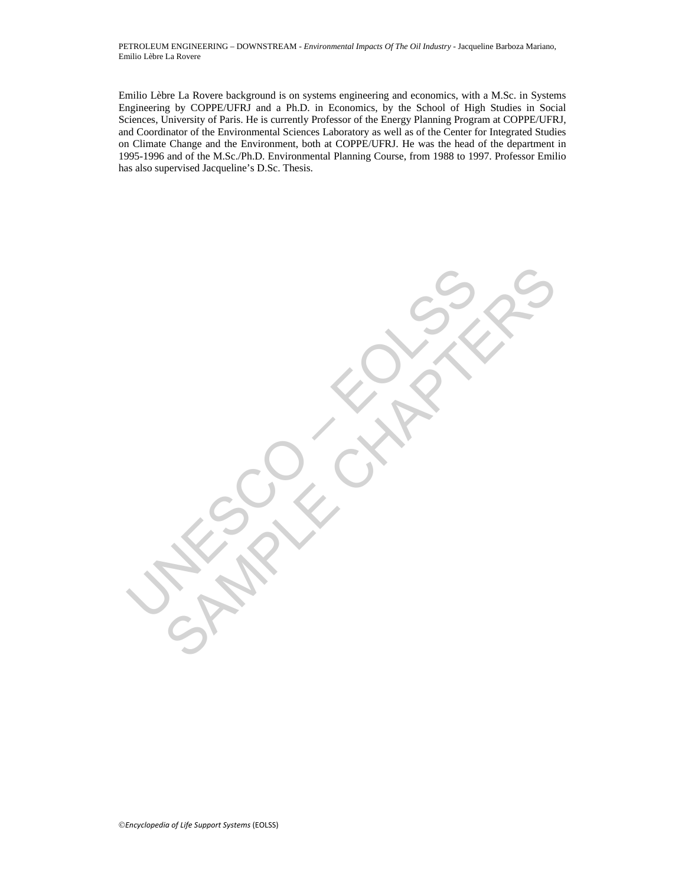Emilio Lèbre La Rovere background is on systems engineering and economics, with a M.Sc. in Systems Engineering by COPPE/UFRJ and a Ph.D. in Economics, by the School of High Studies in Social Sciences, University of Paris. He is currently Professor of the Energy Planning Program at COPPE/UFRJ, and Coordinator of the Environmental Sciences Laboratory as well as of the Center for Integrated Studies on Climate Change and the Environment, both at COPPE/UFRJ. He was the head of the department in 1995-1996 and of the M.Sc./Ph.D. Environmental Planning Course, from 1988 to 1997. Professor Emilio has also supervised Jacqueline's D.Sc. Thesis.